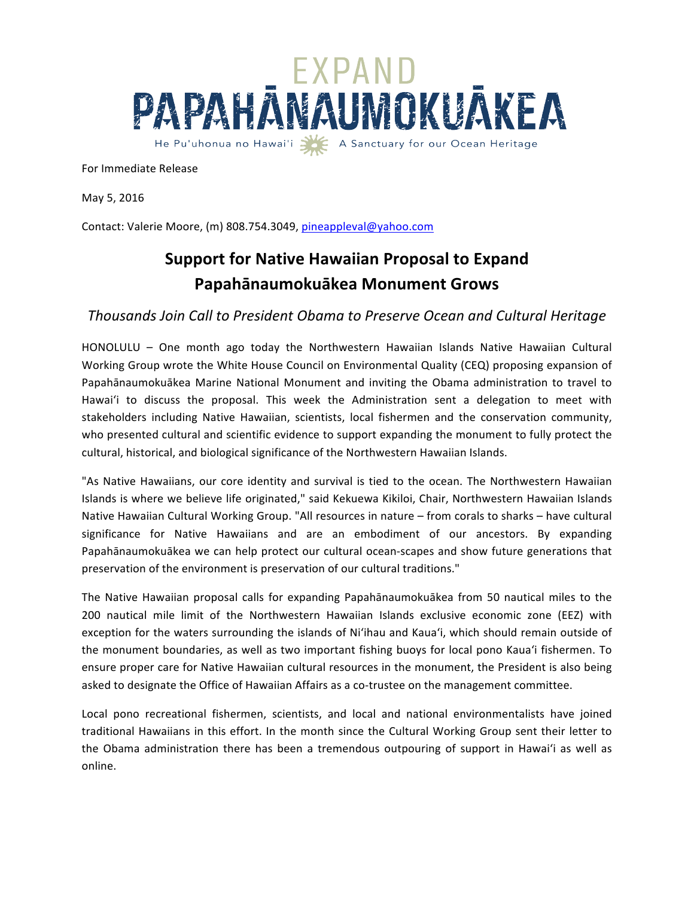EXPAND
PAPAHĀNAUMOKUĀKEA
He Pu'uhonua no Hawai'i — A Sanctuary for our Ocean Heritage

For Immediate Release

May 5, 2016

Contact: Valerie Moore, (m) 808.754.3049, pineappleval@yahoo.com

# Support for Native Hawaiian Proposal to Expand Papahānaumokuākea Monument Grows

*Thousands Join Call to President Obama to Preserve Ocean and Cultural Heritage*

HONOLULU – One month ago today the Northwestern Hawaiian Islands Native Hawaiian Cultural Working Group wrote the White House Council on Environmental Quality (CEQ) proposing expansion of Papahānaumokuākea Marine National Monument and inviting the Obama administration to travel to Hawaiʻi to discuss the proposal. This week the Administration sent a delegation to meet with stakeholders including Native Hawaiian, scientists, local fishermen and the conservation community, who presented cultural and scientific evidence to support expanding the monument to fully protect the cultural, historical, and biological significance of the Northwestern Hawaiian Islands.

"As Native Hawaiians, our core identity and survival is tied to the ocean. The Northwestern Hawaiian Islands is where we believe life originated," said Kekuewa Kikiloi, Chair, Northwestern Hawaiian Islands Native Hawaiian Cultural Working Group. "All resources in nature – from corals to sharks – have cultural significance for Native Hawaiians and are an embodiment of our ancestors. By expanding Papahānaumokuākea we can help protect our cultural ocean-scapes and show future generations that preservation of the environment is preservation of our cultural traditions."

The Native Hawaiian proposal calls for expanding Papahānaumokuākea from 50 nautical miles to the 200 nautical mile limit of the Northwestern Hawaiian Islands exclusive economic zone (EEZ) with exception for the waters surrounding the islands of Niʻihau and Kauaʻi, which should remain outside of the monument boundaries, as well as two important fishing buoys for local pono Kauaʻi fishermen. To ensure proper care for Native Hawaiian cultural resources in the monument, the President is also being asked to designate the Office of Hawaiian Affairs as a co-trustee on the management committee.

Local pono recreational fishermen, scientists, and local and national environmentalists have joined traditional Hawaiians in this effort. In the month since the Cultural Working Group sent their letter to the Obama administration there has been a tremendous outpouring of support in Hawaiʻi as well as online.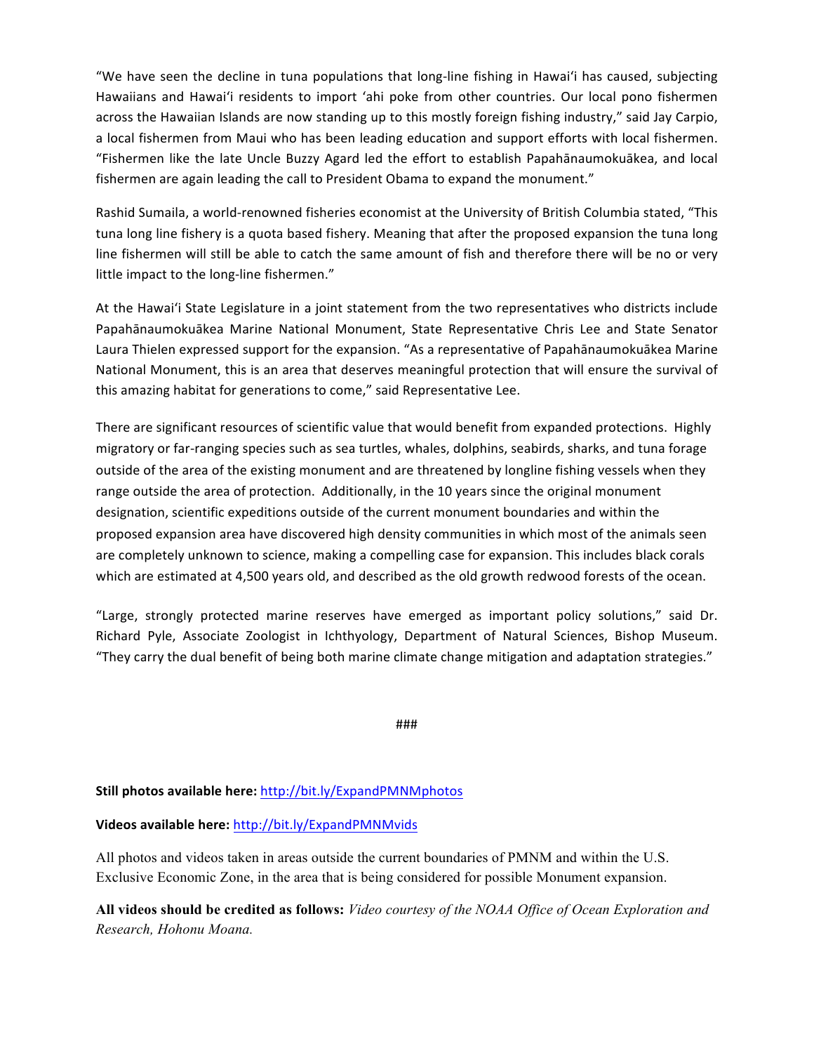"We have seen the decline in tuna populations that long-line fishing in Hawai'i has caused, subjecting Hawaiians and Hawai'i residents to import 'ahi poke from other countries. Our local pono fishermen across the Hawaiian Islands are now standing up to this mostly foreign fishing industry," said Jay Carpio, a local fishermen from Maui who has been leading education and support efforts with local fishermen. "Fishermen like the late Uncle Buzzy Agard led the effort to establish Papahānaumokuākea, and local fishermen are again leading the call to President Obama to expand the monument."

Rashid Sumaila, a world-renowned fisheries economist at the University of British Columbia stated, "This tuna long line fishery is a quota based fishery. Meaning that after the proposed expansion the tuna long line fishermen will still be able to catch the same amount of fish and therefore there will be no or very little impact to the long-line fishermen."

At the Hawai'i State Legislature in a joint statement from the two representatives who districts include Papahānaumokuākea Marine National Monument, State Representative Chris Lee and State Senator Laura Thielen expressed support for the expansion. "As a representative of Papahānaumokuākea Marine National Monument, this is an area that deserves meaningful protection that will ensure the survival of this amazing habitat for generations to come," said Representative Lee.

There are significant resources of scientific value that would benefit from expanded protections. Highly migratory or far-ranging species such as sea turtles, whales, dolphins, seabirds, sharks, and tuna forage outside of the area of the existing monument and are threatened by longline fishing vessels when they range outside the area of protection. Additionally, in the 10 years since the original monument designation, scientific expeditions outside of the current monument boundaries and within the proposed expansion area have discovered high density communities in which most of the animals seen are completely unknown to science, making a compelling case for expansion. This includes black corals which are estimated at 4,500 years old, and described as the old growth redwood forests of the ocean.

"Large, strongly protected marine reserves have emerged as important policy solutions," said Dr. Richard Pyle, Associate Zoologist in Ichthyology, Department of Natural Sciences, Bishop Museum. "They carry the dual benefit of being both marine climate change mitigation and adaptation strategies."

###

**Still photos available here:** http://bit.ly/ExpandPMNMphotos

**Videos available here:** http://bit.ly/ExpandPMNMvids

All photos and videos taken in areas outside the current boundaries of PMNM and within the U.S. Exclusive Economic Zone, in the area that is being considered for possible Monument expansion.

**All videos should be credited as follows:** *Video courtesy of the NOAA Office of Ocean Exploration and Research, Hohonu Moana.*